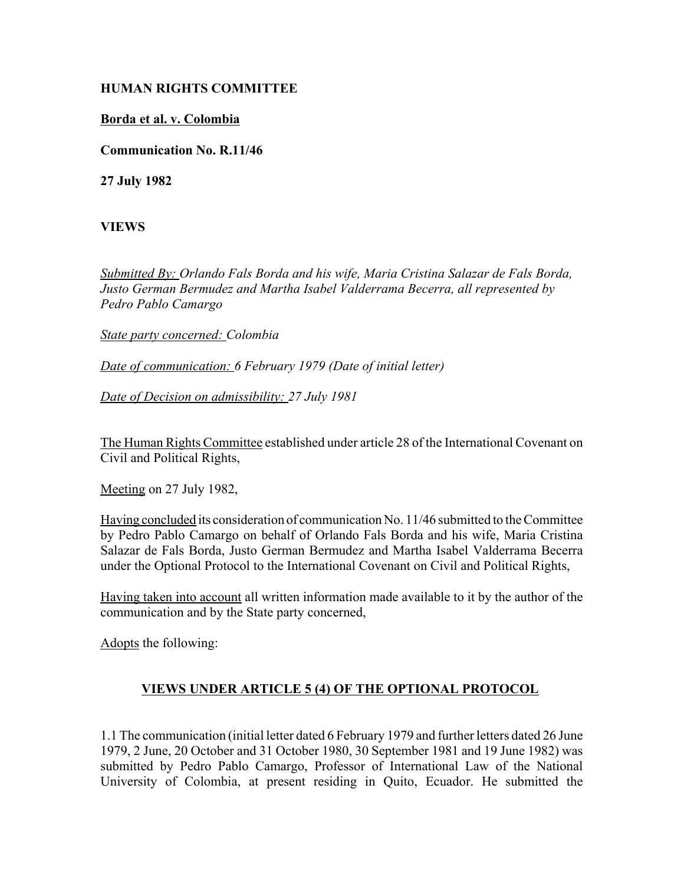**HUMAN RIGHTS COMMITTEE**

**Borda et al. v. Colombia**

**Communication No. R.11/46**

**27 July 1982**

**VIEWS**

*Submitted By: Orlando Fals Borda and his wife, Maria Cristina Salazar de Fals Borda, Justo German Bermudez and Martha Isabel Valderrama Becerra, all represented by Pedro Pablo Camargo*

*State party concerned: Colombia*

*Date of communication: 6 February 1979 (Date of initial letter)*

*Date of Decision on admissibility: 27 July 1981*

The Human Rights Committee established under article 28 of the International Covenant on Civil and Political Rights,

Meeting on 27 July 1982,

Having concluded its consideration of communication No. 11/46 submitted to the Committee by Pedro Pablo Camargo on behalf of Orlando Fals Borda and his wife, Maria Cristina Salazar de Fals Borda, Justo German Bermudez and Martha Isabel Valderrama Becerra under the Optional Protocol to the International Covenant on Civil and Political Rights,

Having taken into account all written information made available to it by the author of the communication and by the State party concerned,

Adopts the following:

## VIEWS UNDER ARTICLE 5 (4) OF THE OPTIONAL PROTOCOL

1.1 The communication (initial letter dated 6 February 1979 and further letters dated 26 June 1979, 2 June, 20 October and 31 October 1980, 30 September 1981 and 19 June 1982) was submitted by Pedro Pablo Camargo, Professor of International Law of the National University of Colombia, at present residing in Quito, Ecuador. He submitted the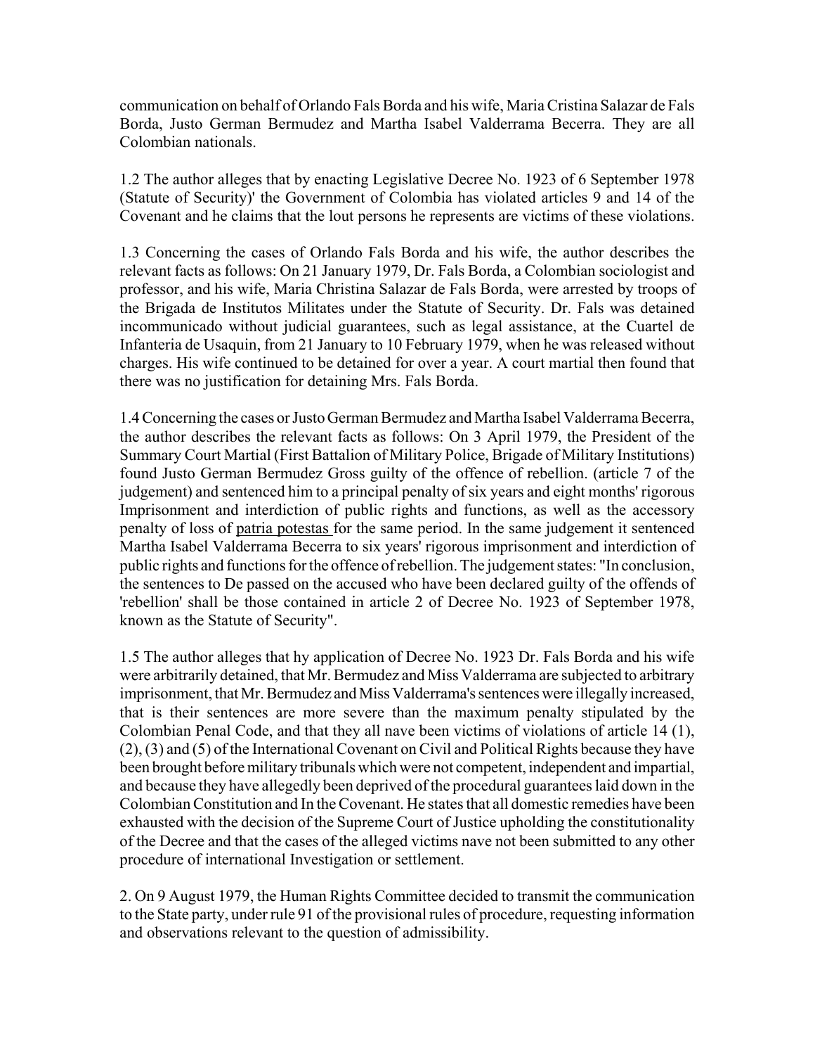communication on behalf of Orlando Fals Borda and his wife, Maria Cristina Salazar de Fals Borda, Justo German Bermudez and Martha Isabel Valderrama Becerra. They are all Colombian nationals.

1.2 The author alleges that by enacting Legislative Decree No. 1923 of 6 September 1978 (Statute of Security)' the Government of Colombia has violated articles 9 and 14 of the Covenant and he claims that the lout persons he represents are victims of these violations.

1.3 Concerning the cases of Orlando Fals Borda and his wife, the author describes the relevant facts as follows: On 21 January 1979, Dr. Fals Borda, a Colombian sociologist and professor, and his wife, Maria Christina Salazar de Fals Borda, were arrested by troops of the Brigada de Institutos Militates under the Statute of Security. Dr. Fals was detained incommunicado without judicial guarantees, such as legal assistance, at the Cuartel de Infanteria de Usaquin, from 21 January to 10 February 1979, when he was released without charges. His wife continued to be detained for over a year. A court martial then found that there was no justification for detaining Mrs. Fals Borda.

1.4 Concerning the cases or Justo German Bermudez and Martha Isabel Valderrama Becerra, the author describes the relevant facts as follows: On 3 April 1979, the President of the Summary Court Martial (First Battalion of Military Police, Brigade of Military Institutions) found Justo German Bermudez Gross guilty of the offence of rebellion. (article 7 of the judgement) and sentenced him to a principal penalty of six years and eight months' rigorous Imprisonment and interdiction of public rights and functions, as well as the accessory penalty of loss of patria potestas for the same period. In the same judgement it sentenced Martha Isabel Valderrama Becerra to six years' rigorous imprisonment and interdiction of public rights and functions for the offence of rebellion. The judgement states: "In conclusion, the sentences to De passed on the accused who have been declared guilty of the offends of 'rebellion' shall be those contained in article 2 of Decree No. 1923 of September 1978, known as the Statute of Security".

1.5 The author alleges that hy application of Decree No. 1923 Dr. Fals Borda and his wife were arbitrarily detained, that Mr. Bermudez and Miss Valderrama are subjected to arbitrary imprisonment, that Mr. Bermudez and Miss Valderrama's sentences were illegally increased, that is their sentences are more severe than the maximum penalty stipulated by the Colombian Penal Code, and that they all nave been victims of violations of article 14 (1), (2), (3) and (5) of the International Covenant on Civil and Political Rights because they have been brought before military tribunals which were not competent, independent and impartial, and because they have allegedly been deprived of the procedural guarantees laid down in the Colombian Constitution and In the Covenant. He states that all domestic remedies have been exhausted with the decision of the Supreme Court of Justice upholding the constitutionality of the Decree and that the cases of the alleged victims nave not been submitted to any other procedure of international Investigation or settlement.

2. On 9 August 1979, the Human Rights Committee decided to transmit the communication to the State party, under rule 91 of the provisional rules of procedure, requesting information and observations relevant to the question of admissibility.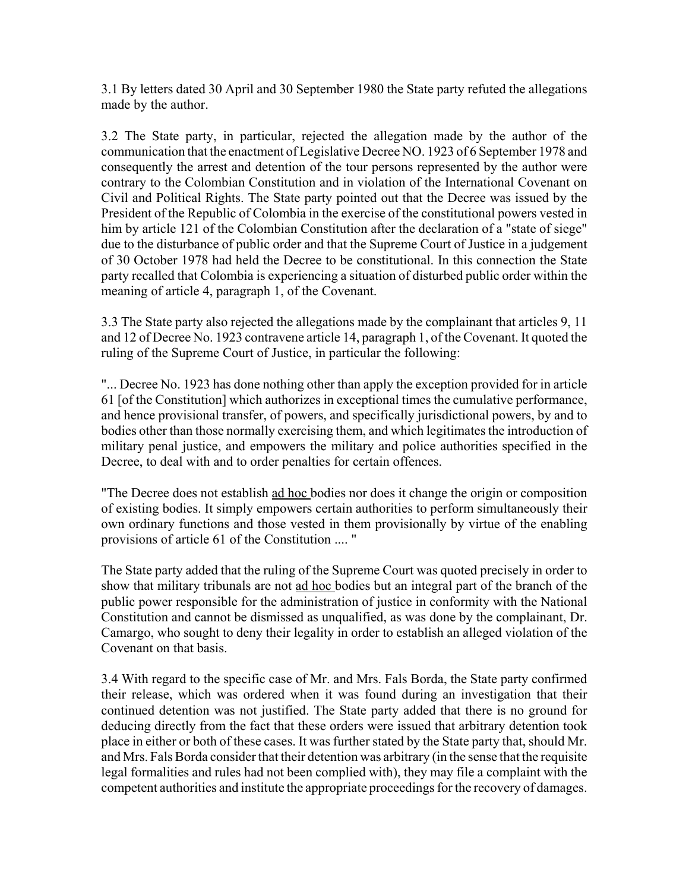3.1 By letters dated 30 April and 30 September 1980 the State party refuted the allegations made by the author.

3.2 The State party, in particular, rejected the allegation made by the author of the communication that the enactment of Legislative Decree NO. 1923 of 6 September 1978 and consequently the arrest and detention of the tour persons represented by the author were contrary to the Colombian Constitution and in violation of the International Covenant on Civil and Political Rights. The State party pointed out that the Decree was issued by the President of the Republic of Colombia in the exercise of the constitutional powers vested in him by article 121 of the Colombian Constitution after the declaration of a "state of siege" due to the disturbance of public order and that the Supreme Court of Justice in a judgement of 30 October 1978 had held the Decree to be constitutional. In this connection the State party recalled that Colombia is experiencing a situation of disturbed public order within the meaning of article 4, paragraph 1, of the Covenant.

3.3 The State party also rejected the allegations made by the complainant that articles 9, 11 and 12 of Decree No. 1923 contravene article 14, paragraph 1, of the Covenant. It quoted the ruling of the Supreme Court of Justice, in particular the following:

"... Decree No. 1923 has done nothing other than apply the exception provided for in article 61 [of the Constitution] which authorizes in exceptional times the cumulative performance, and hence provisional transfer, of powers, and specifically jurisdictional powers, by and to bodies other than those normally exercising them, and which legitimates the introduction of military penal justice, and empowers the military and police authorities specified in the Decree, to deal with and to order penalties for certain offences.

"The Decree does not establish ad hoc bodies nor does it change the origin or composition of existing bodies. It simply empowers certain authorities to perform simultaneously their own ordinary functions and those vested in them provisionally by virtue of the enabling provisions of article 61 of the Constitution .... "

The State party added that the ruling of the Supreme Court was quoted precisely in order to show that military tribunals are not ad hoc bodies but an integral part of the branch of the public power responsible for the administration of justice in conformity with the National Constitution and cannot be dismissed as unqualified, as was done by the complainant, Dr. Camargo, who sought to deny their legality in order to establish an alleged violation of the Covenant on that basis.

3.4 With regard to the specific case of Mr. and Mrs. Fals Borda, the State party confirmed their release, which was ordered when it was found during an investigation that their continued detention was not justified. The State party added that there is no ground for deducing directly from the fact that these orders were issued that arbitrary detention took place in either or both of these cases. It was further stated by the State party that, should Mr. and Mrs. Fals Borda consider that their detention was arbitrary (in the sense that the requisite legal formalities and rules had not been complied with), they may file a complaint with the competent authorities and institute the appropriate proceedings for the recovery of damages.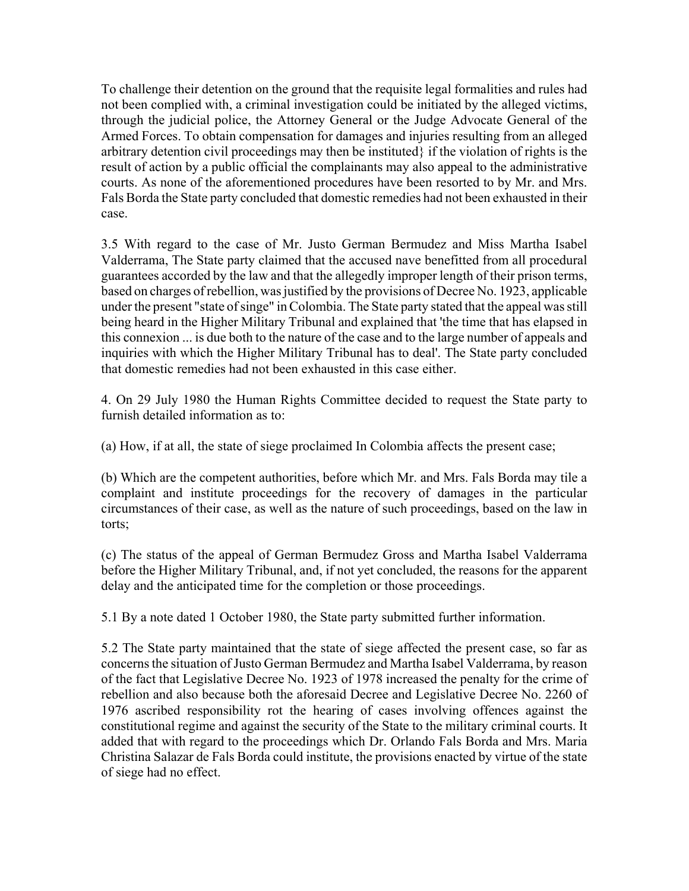To challenge their detention on the ground that the requisite legal formalities and rules had not been complied with, a criminal investigation could be initiated by the alleged victims, through the judicial police, the Attorney General or the Judge Advocate General of the Armed Forces. To obtain compensation for damages and injuries resulting from an alleged arbitrary detention civil proceedings may then be instituted} if the violation of rights is the result of action by a public official the complainants may also appeal to the administrative courts. As none of the aforementioned procedures have been resorted to by Mr. and Mrs. Fals Borda the State party concluded that domestic remedies had not been exhausted in their case.

3.5 With regard to the case of Mr. Justo German Bermudez and Miss Martha Isabel Valderrama, The State party claimed that the accused nave benefitted from all procedural guarantees accorded by the law and that the allegedly improper length of their prison terms, based on charges of rebellion, was justified by the provisions of Decree No. 1923, applicable under the present "state of singe" in Colombia. The State party stated that the appeal was still being heard in the Higher Military Tribunal and explained that 'the time that has elapsed in this connexion ... is due both to the nature of the case and to the large number of appeals and inquiries with which the Higher Military Tribunal has to deal'. The State party concluded that domestic remedies had not been exhausted in this case either.

4. On 29 July 1980 the Human Rights Committee decided to request the State party to furnish detailed information as to:

(a) How, if at all, the state of siege proclaimed In Colombia affects the present case;

(b) Which are the competent authorities, before which Mr. and Mrs. Fals Borda may tile a complaint and institute proceedings for the recovery of damages in the particular circumstances of their case, as well as the nature of such proceedings, based on the law in torts;

(c) The status of the appeal of German Bermudez Gross and Martha Isabel Valderrama before the Higher Military Tribunal, and, if not yet concluded, the reasons for the apparent delay and the anticipated time for the completion or those proceedings.

5.1 By a note dated 1 October 1980, the State party submitted further information.

5.2 The State party maintained that the state of siege affected the present case, so far as concerns the situation of Justo German Bermudez and Martha Isabel Valderrama, by reason of the fact that Legislative Decree No. 1923 of 1978 increased the penalty for the crime of rebellion and also because both the aforesaid Decree and Legislative Decree No. 2260 of 1976 ascribed responsibility rot the hearing of cases involving offences against the constitutional regime and against the security of the State to the military criminal courts. It added that with regard to the proceedings which Dr. Orlando Fals Borda and Mrs. Maria Christina Salazar de Fals Borda could institute, the provisions enacted by virtue of the state of siege had no effect.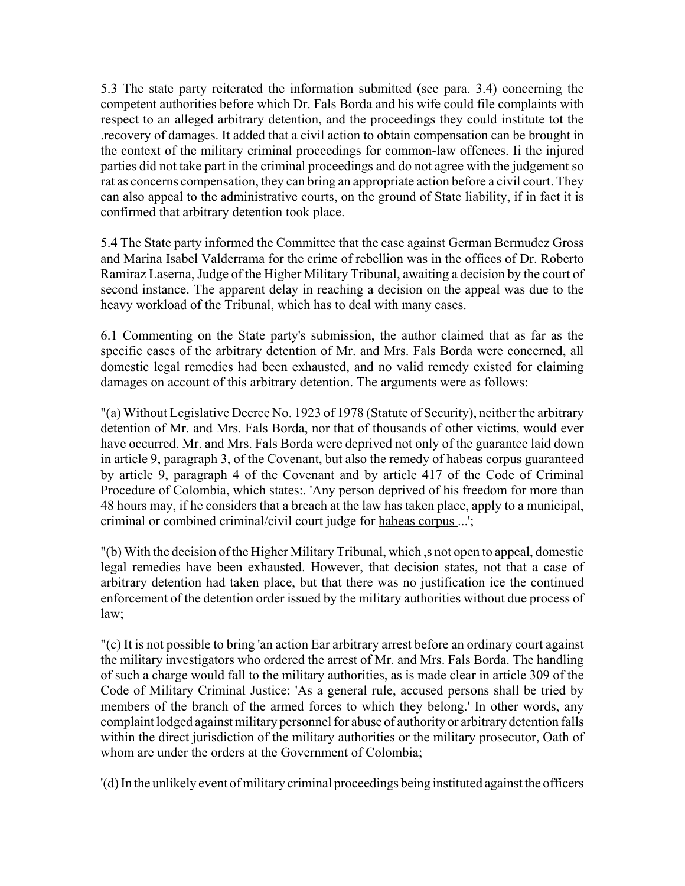5.3 The state party reiterated the information submitted (see para. 3.4) concerning the competent authorities before which Dr. Fals Borda and his wife could file complaints with respect to an alleged arbitrary detention, and the proceedings they could institute tot the .recovery of damages. It added that a civil action to obtain compensation can be brought in the context of the military criminal proceedings for common-law offences. Ii the injured parties did not take part in the criminal proceedings and do not agree with the judgement so rat as concerns compensation, they can bring an appropriate action before a civil court. They can also appeal to the administrative courts, on the ground of State liability, if in fact it is confirmed that arbitrary detention took place.

5.4 The State party informed the Committee that the case against German Bermudez Gross and Marina Isabel Valderrama for the crime of rebellion was in the offices of Dr. Roberto Ramiraz Laserna, Judge of the Higher Military Tribunal, awaiting a decision by the court of second instance. The apparent delay in reaching a decision on the appeal was due to the heavy workload of the Tribunal, which has to deal with many cases.

6.1 Commenting on the State party's submission, the author claimed that as far as the specific cases of the arbitrary detention of Mr. and Mrs. Fals Borda were concerned, all domestic legal remedies had been exhausted, and no valid remedy existed for claiming damages on account of this arbitrary detention. The arguments were as follows:

"(a) Without Legislative Decree No. 1923 of 1978 (Statute of Security), neither the arbitrary detention of Mr. and Mrs. Fals Borda, nor that of thousands of other victims, would ever have occurred. Mr. and Mrs. Fals Borda were deprived not only of the guarantee laid down in article 9, paragraph 3, of the Covenant, but also the remedy of <u>habeas corpus</u> guaranteed by article 9, paragraph 4 of the Covenant and by article 417 of the Code of Criminal Procedure of Colombia, which states:. 'Any person deprived of his freedom for more than 48 hours may, if he considers that a breach at the law has taken place, apply to a municipal, criminal or combined criminal/civil court judge for <u>habeas corpus</u> ...';

"(b) With the decision of the Higher Military Tribunal, which ,s not open to appeal, domestic legal remedies have been exhausted. However, that decision states, not that a case of arbitrary detention had taken place, but that there was no justification ice the continued enforcement of the detention order issued by the military authorities without due process of law;

"(c) It is not possible to bring 'an action Ear arbitrary arrest before an ordinary court against the military investigators who ordered the arrest of Mr. and Mrs. Fals Borda. The handling of such a charge would fall to the military authorities, as is made clear in article 309 of the Code of Military Criminal Justice: 'As a general rule, accused persons shall be tried by members of the branch of the armed forces to which they belong.' In other words, any complaint lodged against military personnel for abuse of authority or arbitrary detention falls within the direct jurisdiction of the military authorities or the military prosecutor, Oath of whom are under the orders at the Government of Colombia;

'(d) In the unlikely event of military criminal proceedings being instituted against the officers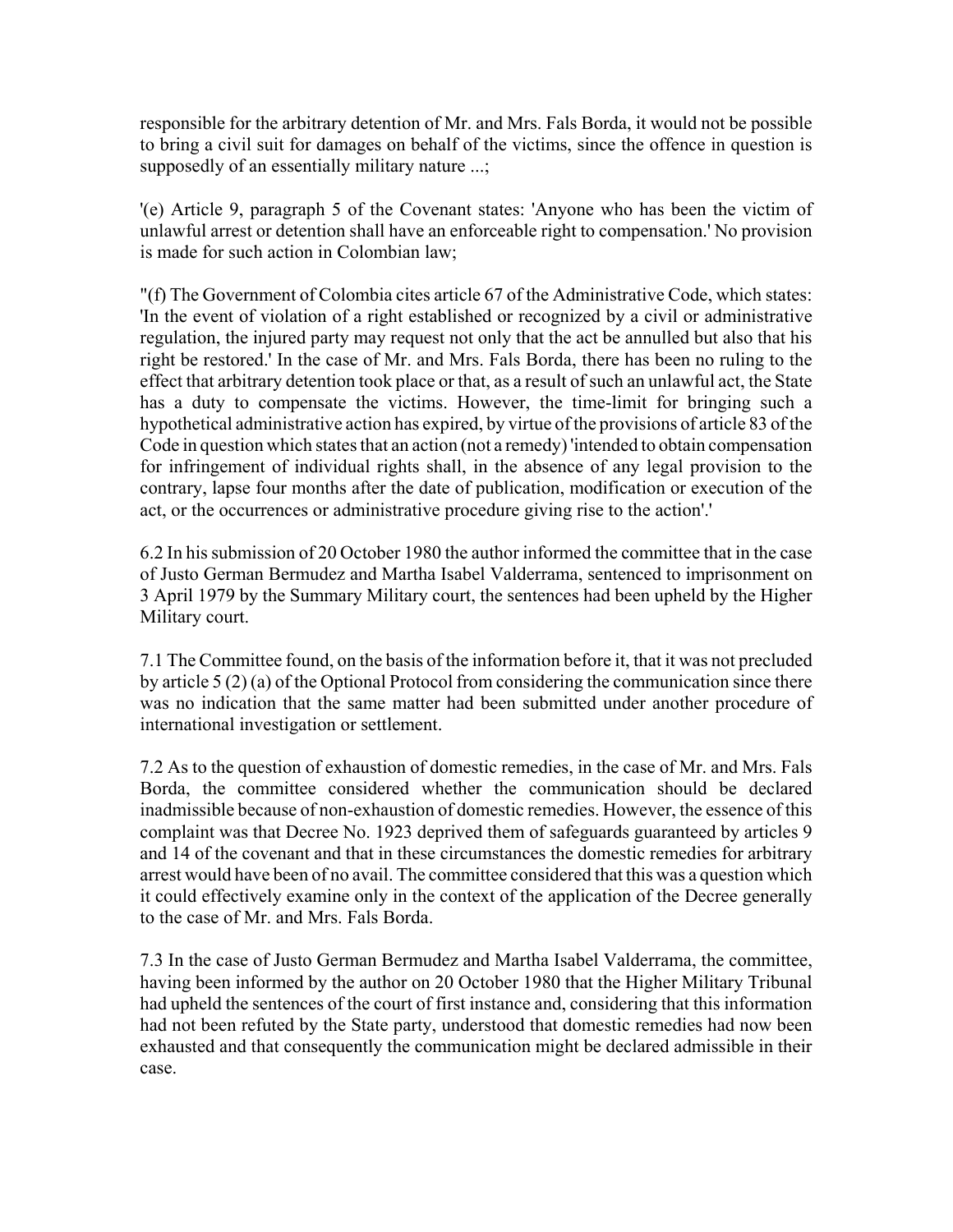responsible for the arbitrary detention of Mr. and Mrs. Fals Borda, it would not be possible to bring a civil suit for damages on behalf of the victims, since the offence in question is supposedly of an essentially military nature ...;

'(e) Article 9, paragraph 5 of the Covenant states: 'Anyone who has been the victim of unlawful arrest or detention shall have an enforceable right to compensation.' No provision is made for such action in Colombian law;

"(f) The Government of Colombia cites article 67 of the Administrative Code, which states: 'In the event of violation of a right established or recognized by a civil or administrative regulation, the injured party may request not only that the act be annulled but also that his right be restored.' In the case of Mr. and Mrs. Fals Borda, there has been no ruling to the effect that arbitrary detention took place or that, as a result of such an unlawful act, the State has a duty to compensate the victims. However, the time-limit for bringing such a hypothetical administrative action has expired, by virtue of the provisions of article 83 of the Code in question which states that an action (not a remedy) 'intended to obtain compensation for infringement of individual rights shall, in the absence of any legal provision to the contrary, lapse four months after the date of publication, modification or execution of the act, or the occurrences or administrative procedure giving rise to the action'.'

6.2 In his submission of 20 October 1980 the author informed the committee that in the case of Justo German Bermudez and Martha Isabel Valderrama, sentenced to imprisonment on 3 April 1979 by the Summary Military court, the sentences had been upheld by the Higher Military court.

7.1 The Committee found, on the basis of the information before it, that it was not precluded by article 5 (2) (a) of the Optional Protocol from considering the communication since there was no indication that the same matter had been submitted under another procedure of international investigation or settlement.

7.2 As to the question of exhaustion of domestic remedies, in the case of Mr. and Mrs. Fals Borda, the committee considered whether the communication should be declared inadmissible because of non-exhaustion of domestic remedies. However, the essence of this complaint was that Decree No. 1923 deprived them of safeguards guaranteed by articles 9 and 14 of the covenant and that in these circumstances the domestic remedies for arbitrary arrest would have been of no avail. The committee considered that this was a question which it could effectively examine only in the context of the application of the Decree generally to the case of Mr. and Mrs. Fals Borda.

7.3 In the case of Justo German Bermudez and Martha Isabel Valderrama, the committee, having been informed by the author on 20 October 1980 that the Higher Military Tribunal had upheld the sentences of the court of first instance and, considering that this information had not been refuted by the State party, understood that domestic remedies had now been exhausted and that consequently the communication might be declared admissible in their case.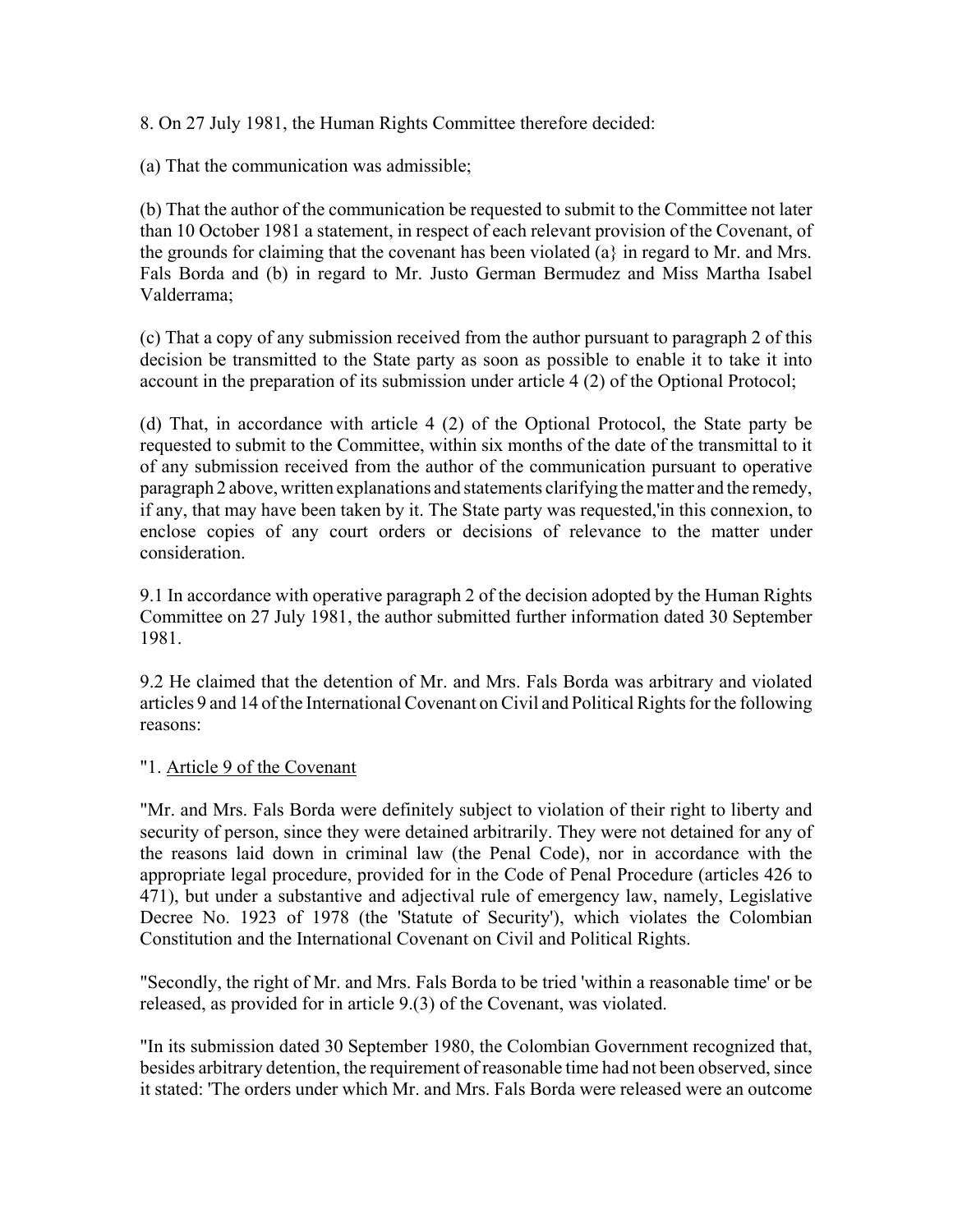8. On 27 July 1981, the Human Rights Committee therefore decided:

(a) That the communication was admissible;

(b) That the author of the communication be requested to submit to the Committee not later than 10 October 1981 a statement, in respect of each relevant provision of the Covenant, of the grounds for claiming that the covenant has been violated (a} in regard to Mr. and Mrs. Fals Borda and (b) in regard to Mr. Justo German Bermudez and Miss Martha Isabel Valderrama;

(c) That a copy of any submission received from the author pursuant to paragraph 2 of this decision be transmitted to the State party as soon as possible to enable it to take it into account in the preparation of its submission under article 4 (2) of the Optional Protocol;

(d) That, in accordance with article 4 (2) of the Optional Protocol, the State party be requested to submit to the Committee, within six months of the date of the transmittal to it of any submission received from the author of the communication pursuant to operative paragraph 2 above, written explanations and statements clarifying the matter and the remedy, if any, that may have been taken by it. The State party was requested,'in this connexion, to enclose copies of any court orders or decisions of relevance to the matter under consideration.

9.1 In accordance with operative paragraph 2 of the decision adopted by the Human Rights Committee on 27 July 1981, the author submitted further information dated 30 September 1981.

9.2 He claimed that the detention of Mr. and Mrs. Fals Borda was arbitrary and violated articles 9 and 14 of the International Covenant on Civil and Political Rights for the following reasons:

"1. Article 9 of the Covenant

"Mr. and Mrs. Fals Borda were definitely subject to violation of their right to liberty and security of person, since they were detained arbitrarily. They were not detained for any of the reasons laid down in criminal law (the Penal Code), nor in accordance with the appropriate legal procedure, provided for in the Code of Penal Procedure (articles 426 to 471), but under a substantive and adjectival rule of emergency law, namely, Legislative Decree No. 1923 of 1978 (the 'Statute of Security'), which violates the Colombian Constitution and the International Covenant on Civil and Political Rights.

"Secondly, the right of Mr. and Mrs. Fals Borda to be tried 'within a reasonable time' or be released, as provided for in article 9.(3) of the Covenant, was violated.

"In its submission dated 30 September 1980, the Colombian Government recognized that, besides arbitrary detention, the requirement of reasonable time had not been observed, since it stated: 'The orders under which Mr. and Mrs. Fals Borda were released were an outcome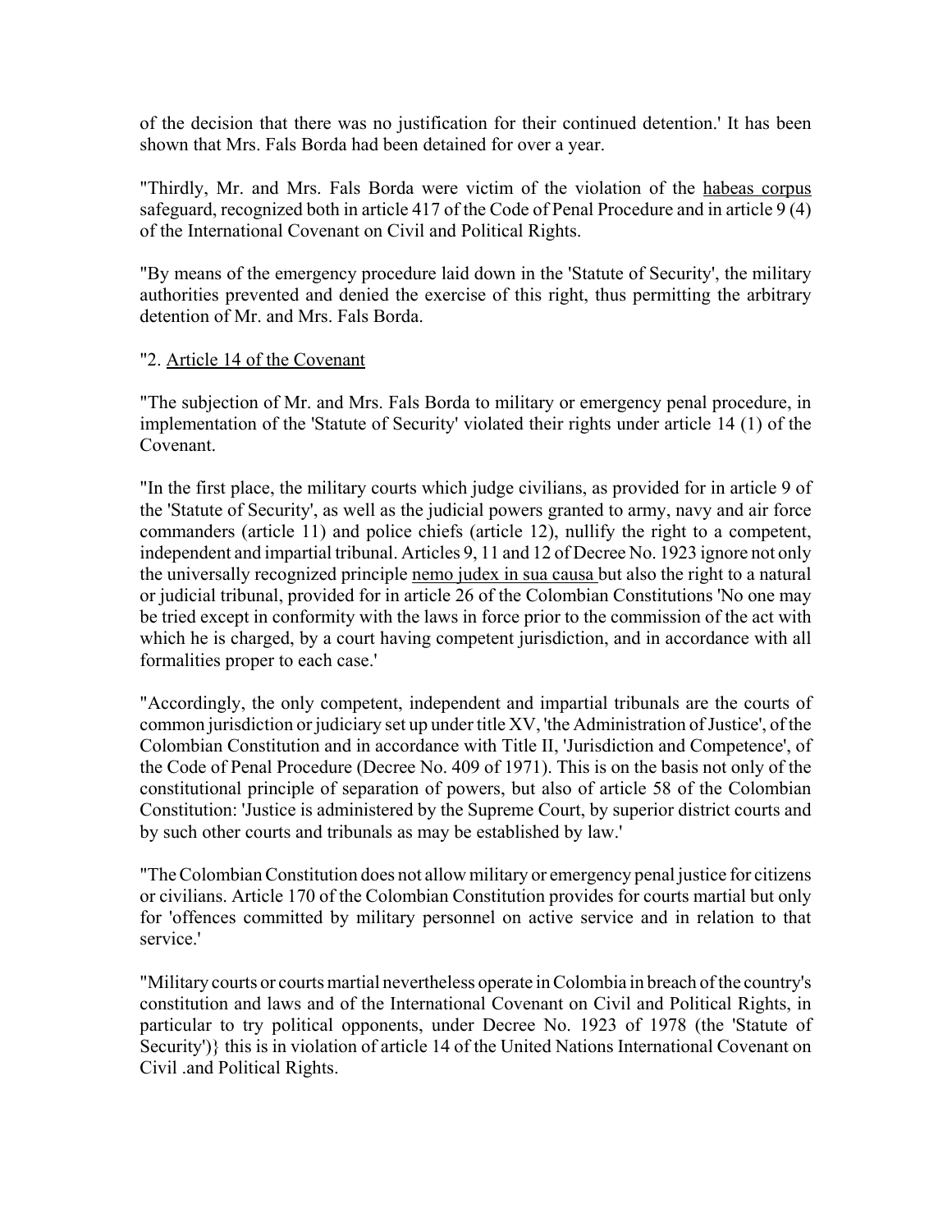of the decision that there was no justification for their continued detention.' It has been shown that Mrs. Fals Borda had been detained for over a year.

"Thirdly, Mr. and Mrs. Fals Borda were victim of the violation of the habeas corpus safeguard, recognized both in article 417 of the Code of Penal Procedure and in article 9 (4) of the International Covenant on Civil and Political Rights.

"By means of the emergency procedure laid down in the 'Statute of Security', the military authorities prevented and denied the exercise of this right, thus permitting the arbitrary detention of Mr. and Mrs. Fals Borda.

"2. Article 14 of the Covenant

"The subjection of Mr. and Mrs. Fals Borda to military or emergency penal procedure, in implementation of the 'Statute of Security' violated their rights under article 14 (1) of the Covenant.

"In the first place, the military courts which judge civilians, as provided for in article 9 of the 'Statute of Security', as well as the judicial powers granted to army, navy and air force commanders (article 11) and police chiefs (article 12), nullify the right to a competent, independent and impartial tribunal. Articles 9, 11 and 12 of Decree No. 1923 ignore not only the universally recognized principle nemo judex in sua causa but also the right to a natural or judicial tribunal, provided for in article 26 of the Colombian Constitutions 'No one may be tried except in conformity with the laws in force prior to the commission of the act with which he is charged, by a court having competent jurisdiction, and in accordance with all formalities proper to each case.'

"Accordingly, the only competent, independent and impartial tribunals are the courts of common jurisdiction or judiciary set up under title XV, 'the Administration of Justice', of the Colombian Constitution and in accordance with Title II, 'Jurisdiction and Competence', of the Code of Penal Procedure (Decree No. 409 of 1971). This is on the basis not only of the constitutional principle of separation of powers, but also of article 58 of the Colombian Constitution: 'Justice is administered by the Supreme Court, by superior district courts and by such other courts and tribunals as may be established by law.'

"The Colombian Constitution does not allow military or emergency penal justice for citizens or civilians. Article 170 of the Colombian Constitution provides for courts martial but only for 'offences committed by military personnel on active service and in relation to that service.'

"Military courts or courts martial nevertheless operate in Colombia in breach of the country's constitution and laws and of the International Covenant on Civil and Political Rights, in particular to try political opponents, under Decree No. 1923 of 1978 (the 'Statute of Security')} this is in violation of article 14 of the United Nations International Covenant on Civil .and Political Rights.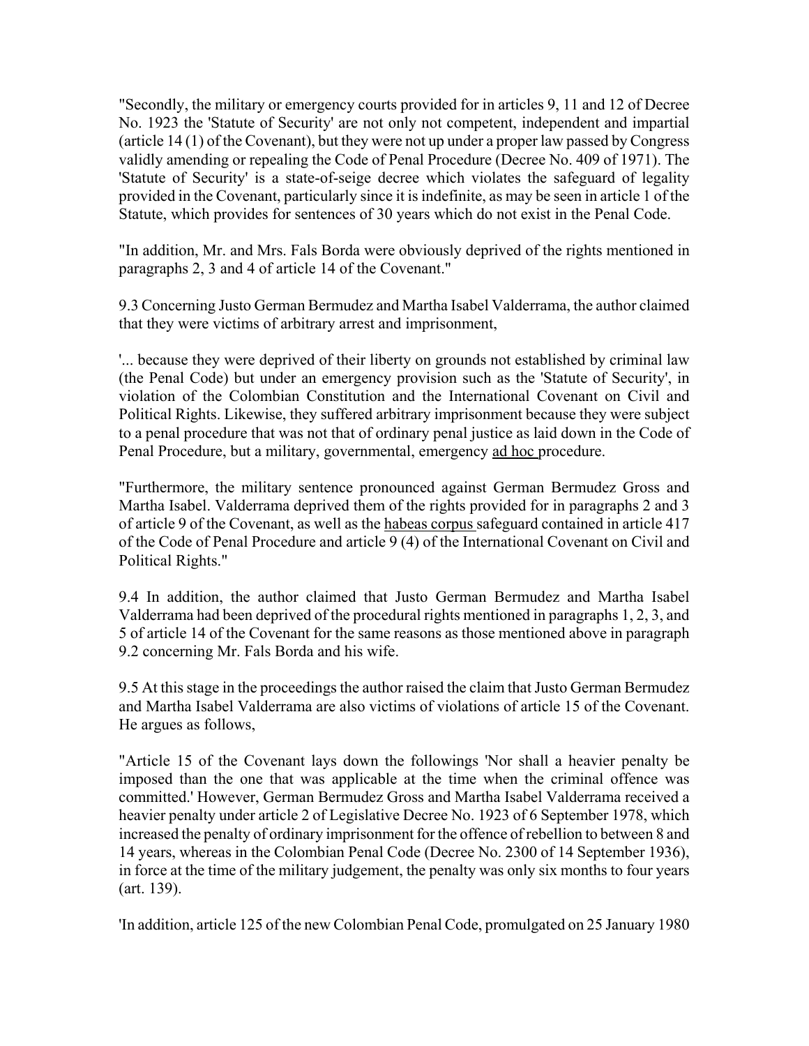"Secondly, the military or emergency courts provided for in articles 9, 11 and 12 of Decree No. 1923 the 'Statute of Security' are not only not competent, independent and impartial (article 14 (1) of the Covenant), but they were not up under a proper law passed by Congress validly amending or repealing the Code of Penal Procedure (Decree No. 409 of 1971). The 'Statute of Security' is a state-of-seige decree which violates the safeguard of legality provided in the Covenant, particularly since it is indefinite, as may be seen in article 1 of the Statute, which provides for sentences of 30 years which do not exist in the Penal Code.

"In addition, Mr. and Mrs. Fals Borda were obviously deprived of the rights mentioned in paragraphs 2, 3 and 4 of article 14 of the Covenant."

9.3 Concerning Justo German Bermudez and Martha Isabel Valderrama, the author claimed that they were victims of arbitrary arrest and imprisonment,

'... because they were deprived of their liberty on grounds not established by criminal law (the Penal Code) but under an emergency provision such as the 'Statute of Security', in violation of the Colombian Constitution and the International Covenant on Civil and Political Rights. Likewise, they suffered arbitrary imprisonment because they were subject to a penal procedure that was not that of ordinary penal justice as laid down in the Code of Penal Procedure, but a military, governmental, emergency ad hoc procedure.

"Furthermore, the military sentence pronounced against German Bermudez Gross and Martha Isabel. Valderrama deprived them of the rights provided for in paragraphs 2 and 3 of article 9 of the Covenant, as well as the habeas corpus safeguard contained in article 417 of the Code of Penal Procedure and article 9 (4) of the International Covenant on Civil and Political Rights."

9.4 In addition, the author claimed that Justo German Bermudez and Martha Isabel Valderrama had been deprived of the procedural rights mentioned in paragraphs 1, 2, 3, and 5 of article 14 of the Covenant for the same reasons as those mentioned above in paragraph 9.2 concerning Mr. Fals Borda and his wife.

9.5 At this stage in the proceedings the author raised the claim that Justo German Bermudez and Martha Isabel Valderrama are also victims of violations of article 15 of the Covenant. He argues as follows,

"Article 15 of the Covenant lays down the followings 'Nor shall a heavier penalty be imposed than the one that was applicable at the time when the criminal offence was committed.' However, German Bermudez Gross and Martha Isabel Valderrama received a heavier penalty under article 2 of Legislative Decree No. 1923 of 6 September 1978, which increased the penalty of ordinary imprisonment for the offence of rebellion to between 8 and 14 years, whereas in the Colombian Penal Code (Decree No. 2300 of 14 September 1936), in force at the time of the military judgement, the penalty was only six months to four years (art. 139).

'In addition, article 125 of the new Colombian Penal Code, promulgated on 25 January 1980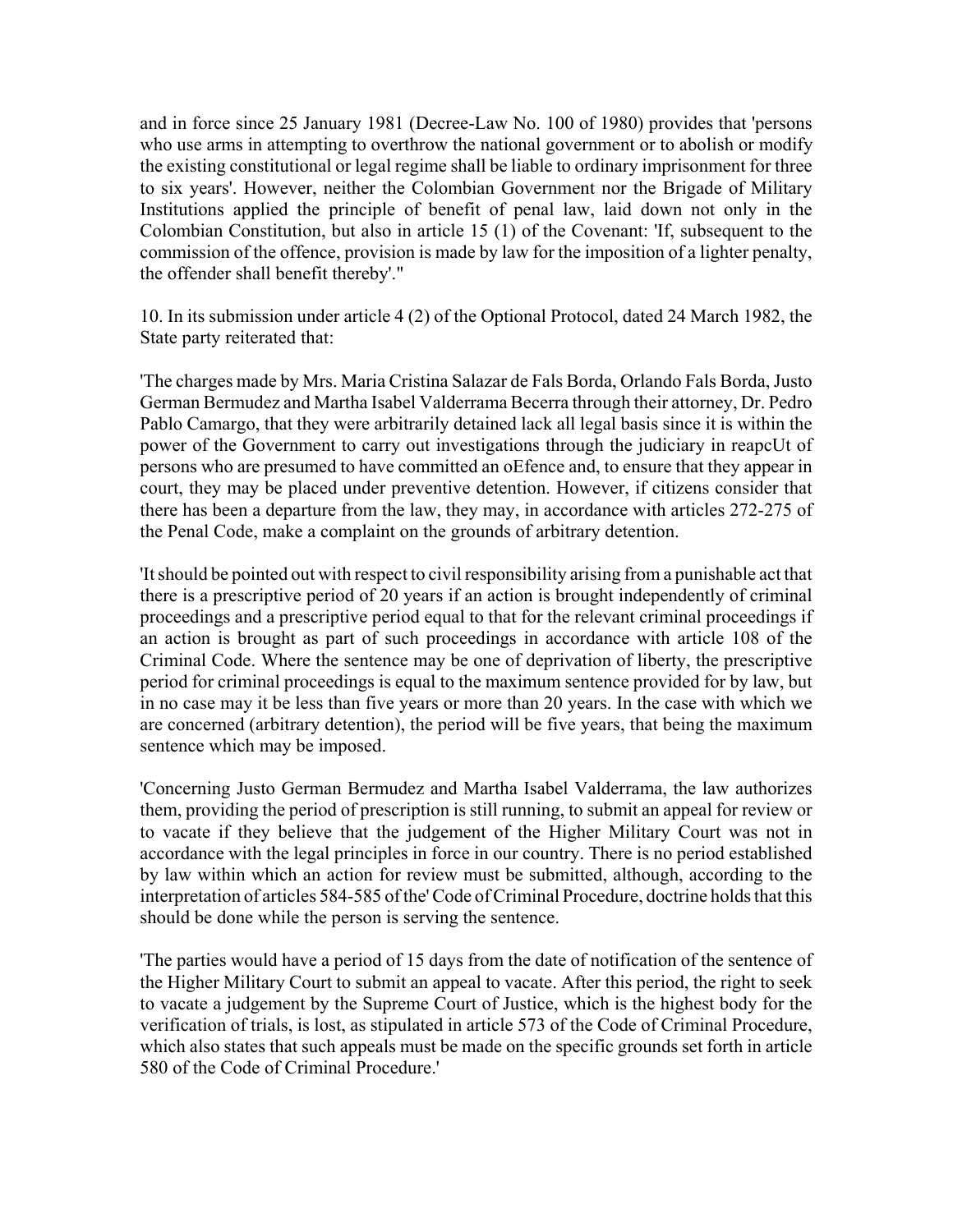and in force since 25 January 1981 (Decree-Law No. 100 of 1980) provides that 'persons who use arms in attempting to overthrow the national government or to abolish or modify the existing constitutional or legal regime shall be liable to ordinary imprisonment for three to six years'. However, neither the Colombian Government nor the Brigade of Military Institutions applied the principle of benefit of penal law, laid down not only in the Colombian Constitution, but also in article 15 (1) of the Covenant: 'If, subsequent to the commission of the offence, provision is made by law for the imposition of a lighter penalty, the offender shall benefit thereby'."

10. In its submission under article 4 (2) of the Optional Protocol, dated 24 March 1982, the State party reiterated that:

'The charges made by Mrs. Maria Cristina Salazar de Fals Borda, Orlando Fals Borda, Justo German Bermudez and Martha Isabel Valderrama Becerra through their attorney, Dr. Pedro Pablo Camargo, that they were arbitrarily detained lack all legal basis since it is within the power of the Government to carry out investigations through the judiciary in reapcUt of persons who are presumed to have committed an oEfence and, to ensure that they appear in court, they may be placed under preventive detention. However, if citizens consider that there has been a departure from the law, they may, in accordance with articles 272-275 of the Penal Code, make a complaint on the grounds of arbitrary detention.

'It should be pointed out with respect to civil responsibility arising from a punishable act that there is a prescriptive period of 20 years if an action is brought independently of criminal proceedings and a prescriptive period equal to that for the relevant criminal proceedings if an action is brought as part of such proceedings in accordance with article 108 of the Criminal Code. Where the sentence may be one of deprivation of liberty, the prescriptive period for criminal proceedings is equal to the maximum sentence provided for by law, but in no case may it be less than five years or more than 20 years. In the case with which we are concerned (arbitrary detention), the period will be five years, that being the maximum sentence which may be imposed.

'Concerning Justo German Bermudez and Martha Isabel Valderrama, the law authorizes them, providing the period of prescription is still running, to submit an appeal for review or to vacate if they believe that the judgement of the Higher Military Court was not in accordance with the legal principles in force in our country. There is no period established by law within which an action for review must be submitted, although, according to the interpretation of articles 584-585 of the' Code of Criminal Procedure, doctrine holds that this should be done while the person is serving the sentence.

'The parties would have a period of 15 days from the date of notification of the sentence of the Higher Military Court to submit an appeal to vacate. After this period, the right to seek to vacate a judgement by the Supreme Court of Justice, which is the highest body for the verification of trials, is lost, as stipulated in article 573 of the Code of Criminal Procedure, which also states that such appeals must be made on the specific grounds set forth in article 580 of the Code of Criminal Procedure.'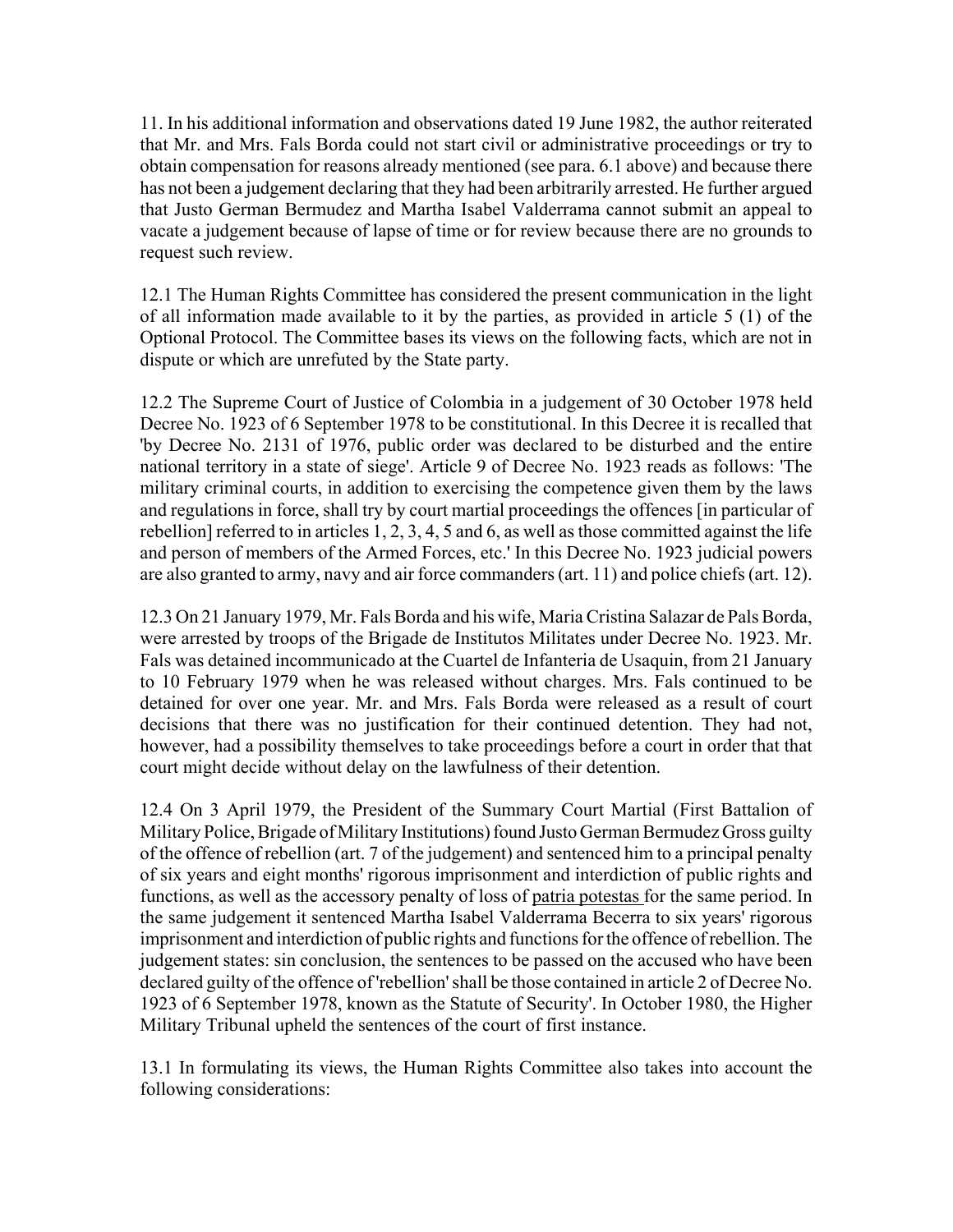11. In his additional information and observations dated 19 June 1982, the author reiterated that Mr. and Mrs. Fals Borda could not start civil or administrative proceedings or try to obtain compensation for reasons already mentioned (see para. 6.1 above) and because there has not been a judgement declaring that they had been arbitrarily arrested. He further argued that Justo German Bermudez and Martha Isabel Valderrama cannot submit an appeal to vacate a judgement because of lapse of time or for review because there are no grounds to request such review.

12.1 The Human Rights Committee has considered the present communication in the light of all information made available to it by the parties, as provided in article 5 (1) of the Optional Protocol. The Committee bases its views on the following facts, which are not in dispute or which are unrefuted by the State party.

12.2 The Supreme Court of Justice of Colombia in a judgement of 30 October 1978 held Decree No. 1923 of 6 September 1978 to be constitutional. In this Decree it is recalled that 'by Decree No. 2131 of 1976, public order was declared to be disturbed and the entire national territory in a state of siege'. Article 9 of Decree No. 1923 reads as follows: 'The military criminal courts, in addition to exercising the competence given them by the laws and regulations in force, shall try by court martial proceedings the offences [in particular of rebellion] referred to in articles 1, 2, 3, 4, 5 and 6, as well as those committed against the life and person of members of the Armed Forces, etc.' In this Decree No. 1923 judicial powers are also granted to army, navy and air force commanders (art. 11) and police chiefs (art. 12).

12.3 On 21 January 1979, Mr. Fals Borda and his wife, Maria Cristina Salazar de Pals Borda, were arrested by troops of the Brigade de Institutos Militates under Decree No. 1923. Mr. Fals was detained incommunicado at the Cuartel de Infanteria de Usaquin, from 21 January to 10 February 1979 when he was released without charges. Mrs. Fals continued to be detained for over one year. Mr. and Mrs. Fals Borda were released as a result of court decisions that there was no justification for their continued detention. They had not, however, had a possibility themselves to take proceedings before a court in order that that court might decide without delay on the lawfulness of their detention.

12.4 On 3 April 1979, the President of the Summary Court Martial (First Battalion of Military Police, Brigade of Military Institutions) found Justo German Bermudez Gross guilty of the offence of rebellion (art. 7 of the judgement) and sentenced him to a principal penalty of six years and eight months' rigorous imprisonment and interdiction of public rights and functions, as well as the accessory penalty of loss of patria potestas for the same period. In the same judgement it sentenced Martha Isabel Valderrama Becerra to six years' rigorous imprisonment and interdiction of public rights and functions for the offence of rebellion. The judgement states: sin conclusion, the sentences to be passed on the accused who have been declared guilty of the offence of 'rebellion' shall be those contained in article 2 of Decree No. 1923 of 6 September 1978, known as the Statute of Security'. In October 1980, the Higher Military Tribunal upheld the sentences of the court of first instance.

13.1 In formulating its views, the Human Rights Committee also takes into account the following considerations: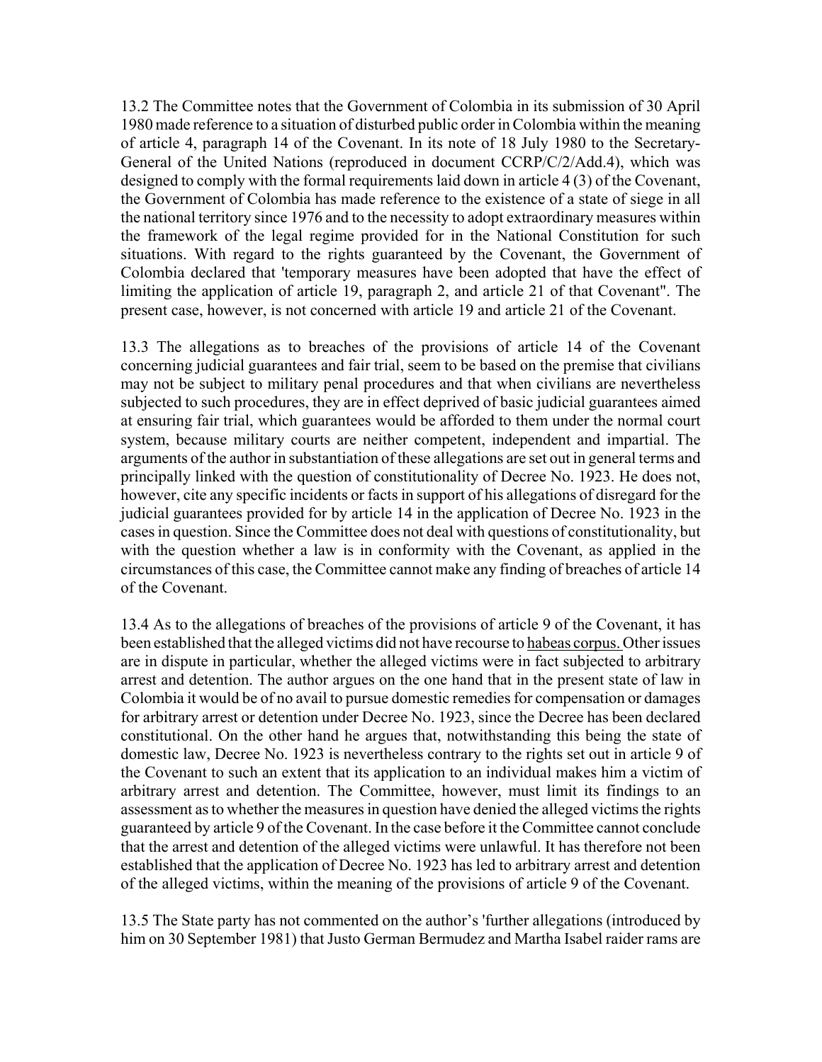13.2 The Committee notes that the Government of Colombia in its submission of 30 April 1980 made reference to a situation of disturbed public order in Colombia within the meaning of article 4, paragraph 14 of the Covenant. In its note of 18 July 1980 to the Secretary-General of the United Nations (reproduced in document CCRP/C/2/Add.4), which was designed to comply with the formal requirements laid down in article 4 (3) of the Covenant, the Government of Colombia has made reference to the existence of a state of siege in all the national territory since 1976 and to the necessity to adopt extraordinary measures within the framework of the legal regime provided for in the National Constitution for such situations. With regard to the rights guaranteed by the Covenant, the Government of Colombia declared that 'temporary measures have been adopted that have the effect of limiting the application of article 19, paragraph 2, and article 21 of that Covenant". The present case, however, is not concerned with article 19 and article 21 of the Covenant.

13.3 The allegations as to breaches of the provisions of article 14 of the Covenant concerning judicial guarantees and fair trial, seem to be based on the premise that civilians may not be subject to military penal procedures and that when civilians are nevertheless subjected to such procedures, they are in effect deprived of basic judicial guarantees aimed at ensuring fair trial, which guarantees would be afforded to them under the normal court system, because military courts are neither competent, independent and impartial. The arguments of the author in substantiation of these allegations are set out in general terms and principally linked with the question of constitutionality of Decree No. 1923. He does not, however, cite any specific incidents or facts in support of his allegations of disregard for the judicial guarantees provided for by article 14 in the application of Decree No. 1923 in the cases in question. Since the Committee does not deal with questions of constitutionality, but with the question whether a law is in conformity with the Covenant, as applied in the circumstances of this case, the Committee cannot make any finding of breaches of article 14 of the Covenant.

13.4 As to the allegations of breaches of the provisions of article 9 of the Covenant, it has been established that the alleged victims did not have recourse to habeas corpus. Other issues are in dispute in particular, whether the alleged victims were in fact subjected to arbitrary arrest and detention. The author argues on the one hand that in the present state of law in Colombia it would be of no avail to pursue domestic remedies for compensation or damages for arbitrary arrest or detention under Decree No. 1923, since the Decree has been declared constitutional. On the other hand he argues that, notwithstanding this being the state of domestic law, Decree No. 1923 is nevertheless contrary to the rights set out in article 9 of the Covenant to such an extent that its application to an individual makes him a victim of arbitrary arrest and detention. The Committee, however, must limit its findings to an assessment as to whether the measures in question have denied the alleged victims the rights guaranteed by article 9 of the Covenant. In the case before it the Committee cannot conclude that the arrest and detention of the alleged victims were unlawful. It has therefore not been established that the application of Decree No. 1923 has led to arbitrary arrest and detention of the alleged victims, within the meaning of the provisions of article 9 of the Covenant.

13.5 The State party has not commented on the author's 'further allegations (introduced by him on 30 September 1981) that Justo German Bermudez and Martha Isabel raider rams are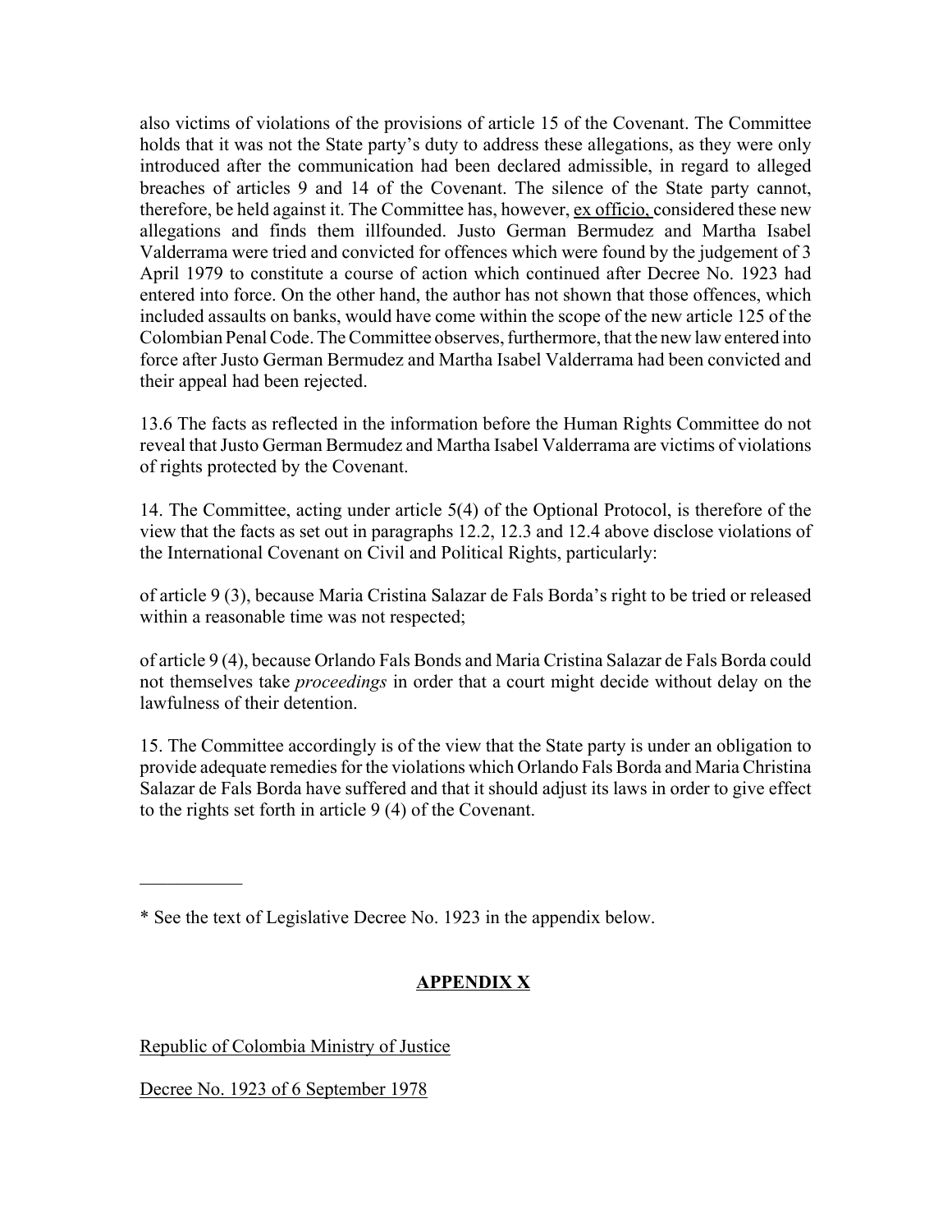also victims of violations of the provisions of article 15 of the Covenant. The Committee holds that it was not the State party's duty to address these allegations, as they were only introduced after the communication had been declared admissible, in regard to alleged breaches of articles 9 and 14 of the Covenant. The silence of the State party cannot, therefore, be held against it. The Committee has, however, ex officio, considered these new allegations and finds them illfounded. Justo German Bermudez and Martha Isabel Valderrama were tried and convicted for offences which were found by the judgement of 3 April 1979 to constitute a course of action which continued after Decree No. 1923 had entered into force. On the other hand, the author has not shown that those offences, which included assaults on banks, would have come within the scope of the new article 125 of the Colombian Penal Code. The Committee observes, furthermore, that the new law entered into force after Justo German Bermudez and Martha Isabel Valderrama had been convicted and their appeal had been rejected.

13.6 The facts as reflected in the information before the Human Rights Committee do not reveal that Justo German Bermudez and Martha Isabel Valderrama are victims of violations of rights protected by the Covenant.

14. The Committee, acting under article 5(4) of the Optional Protocol, is therefore of the view that the facts as set out in paragraphs 12.2, 12.3 and 12.4 above disclose violations of the International Covenant on Civil and Political Rights, particularly:

of article 9 (3), because Maria Cristina Salazar de Fals Borda's right to be tried or released within a reasonable time was not respected;

of article 9 (4), because Orlando Fals Bonds and Maria Cristina Salazar de Fals Borda could not themselves take *proceedings* in order that a court might decide without delay on the lawfulness of their detention.

15. The Committee accordingly is of the view that the State party is under an obligation to provide adequate remedies for the violations which Orlando Fals Borda and Maria Christina Salazar de Fals Borda have suffered and that it should adjust its laws in order to give effect to the rights set forth in article 9 (4) of the Covenant.

---

* See the text of Legislative Decree No. 1923 in the appendix below.

## APPENDIX X

Republic of Colombia Ministry of Justice

Decree No. 1923 of 6 September 1978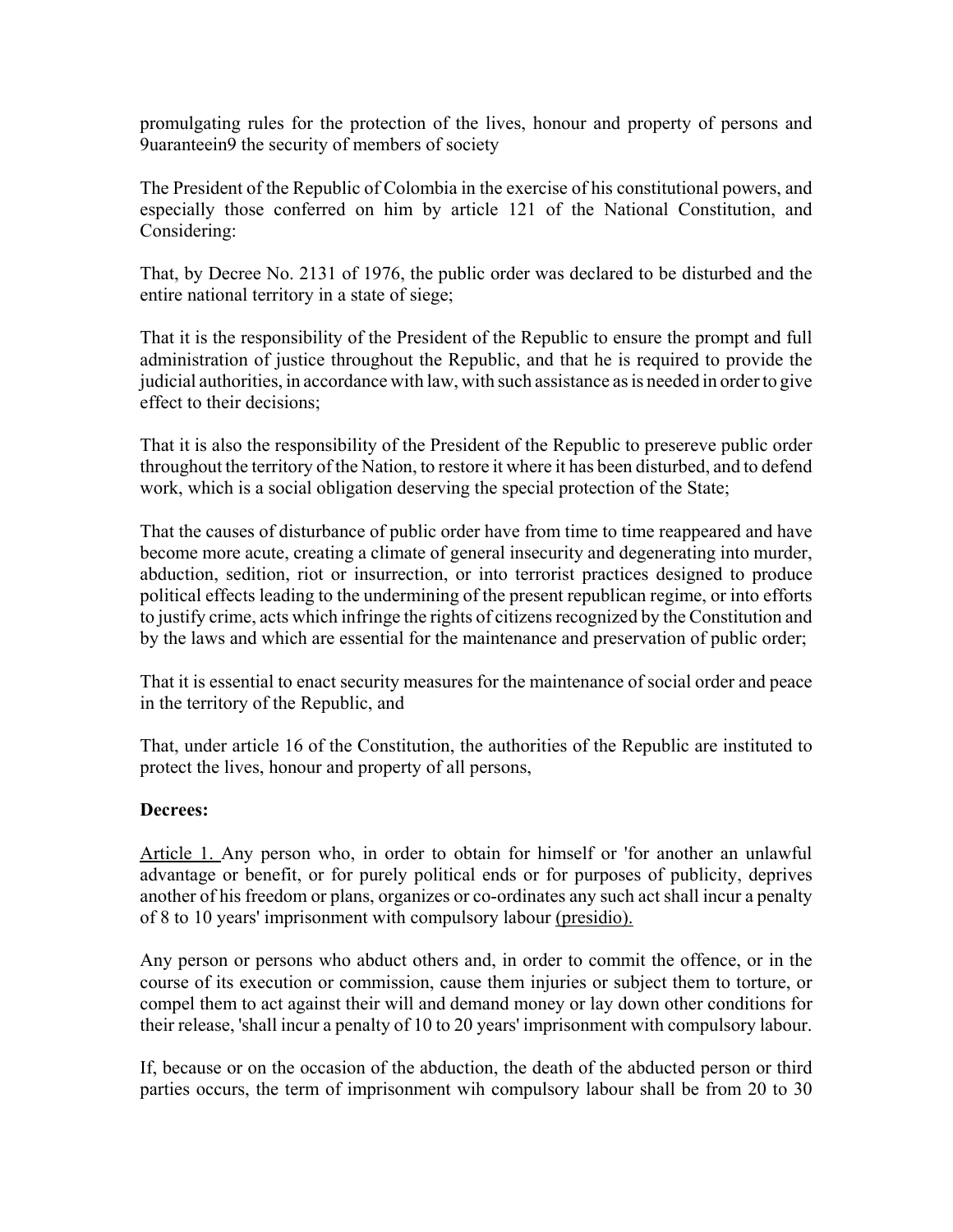promulgating rules for the protection of the lives, honour and property of persons and 9uaranteein9 the security of members of society

The President of the Republic of Colombia in the exercise of his constitutional powers, and especially those conferred on him by article 121 of the National Constitution, and Considering:

That, by Decree No. 2131 of 1976, the public order was declared to be disturbed and the entire national territory in a state of siege;

That it is the responsibility of the President of the Republic to ensure the prompt and full administration of justice throughout the Republic, and that he is required to provide the judicial authorities, in accordance with law, with such assistance as is needed in order to give effect to their decisions;

That it is also the responsibility of the President of the Republic to presereve public order throughout the territory of the Nation, to restore it where it has been disturbed, and to defend work, which is a social obligation deserving the special protection of the State;

That the causes of disturbance of public order have from time to time reappeared and have become more acute, creating a climate of general insecurity and degenerating into murder, abduction, sedition, riot or insurrection, or into terrorist practices designed to produce political effects leading to the undermining of the present republican regime, or into efforts to justify crime, acts which infringe the rights of citizens recognized by the Constitution and by the laws and which are essential for the maintenance and preservation of public order;

That it is essential to enact security measures for the maintenance of social order and peace in the territory of the Republic, and

That, under article 16 of the Constitution, the authorities of the Republic are instituted to protect the lives, honour and property of all persons,

**Decrees:**

Article 1. Any person who, in order to obtain for himself or 'for another an unlawful advantage or benefit, or for purely political ends or for purposes of publicity, deprives another of his freedom or plans, organizes or co-ordinates any such act shall incur a penalty of 8 to 10 years' imprisonment with compulsory labour (presidio).

Any person or persons who abduct others and, in order to commit the offence, or in the course of its execution or commission, cause them injuries or subject them to torture, or compel them to act against their will and demand money or lay down other conditions for their release, 'shall incur a penalty of 10 to 20 years' imprisonment with compulsory labour.

If, because or on the occasion of the abduction, the death of the abducted person or third parties occurs, the term of imprisonment wih compulsory labour shall be from 20 to 30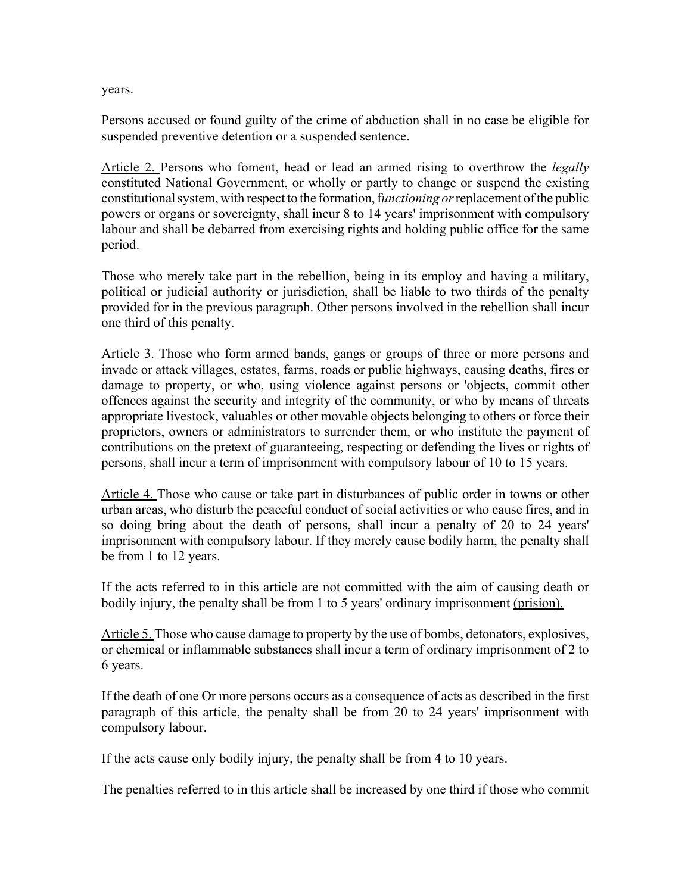years.

Persons accused or found guilty of the crime of abduction shall in no case be eligible for suspended preventive detention or a suspended sentence.

Article 2. Persons who foment, head or lead an armed rising to overthrow the *legally* constituted National Government, or wholly or partly to change or suspend the existing constitutional system, with respect to the formation, f*unctioning or* replacement of the public powers or organs or sovereignty, shall incur 8 to 14 years' imprisonment with compulsory labour and shall be debarred from exercising rights and holding public office for the same period.

Those who merely take part in the rebellion, being in its employ and having a military, political or judicial authority or jurisdiction, shall be liable to two thirds of the penalty provided for in the previous paragraph. Other persons involved in the rebellion shall incur one third of this penalty.

Article 3. Those who form armed bands, gangs or groups of three or more persons and invade or attack villages, estates, farms, roads or public highways, causing deaths, fires or damage to property, or who, using violence against persons or 'objects, commit other offences against the security and integrity of the community, or who by means of threats appropriate livestock, valuables or other movable objects belonging to others or force their proprietors, owners or administrators to surrender them, or who institute the payment of contributions on the pretext of guaranteeing, respecting or defending the lives or rights of persons, shall incur a term of imprisonment with compulsory labour of 10 to 15 years.

Article 4. Those who cause or take part in disturbances of public order in towns or other urban areas, who disturb the peaceful conduct of social activities or who cause fires, and in so doing bring about the death of persons, shall incur a penalty of 20 to 24 years' imprisonment with compulsory labour. If they merely cause bodily harm, the penalty shall be from 1 to 12 years.

If the acts referred to in this article are not committed with the aim of causing death or bodily injury, the penalty shall be from 1 to 5 years' ordinary imprisonment (prision).

Article 5. Those who cause damage to property by the use of bombs, detonators, explosives, or chemical or inflammable substances shall incur a term of ordinary imprisonment of 2 to 6 years.

If the death of one Or more persons occurs as a consequence of acts as described in the first paragraph of this article, the penalty shall be from 20 to 24 years' imprisonment with compulsory labour.

If the acts cause only bodily injury, the penalty shall be from 4 to 10 years.

The penalties referred to in this article shall be increased by one third if those who commit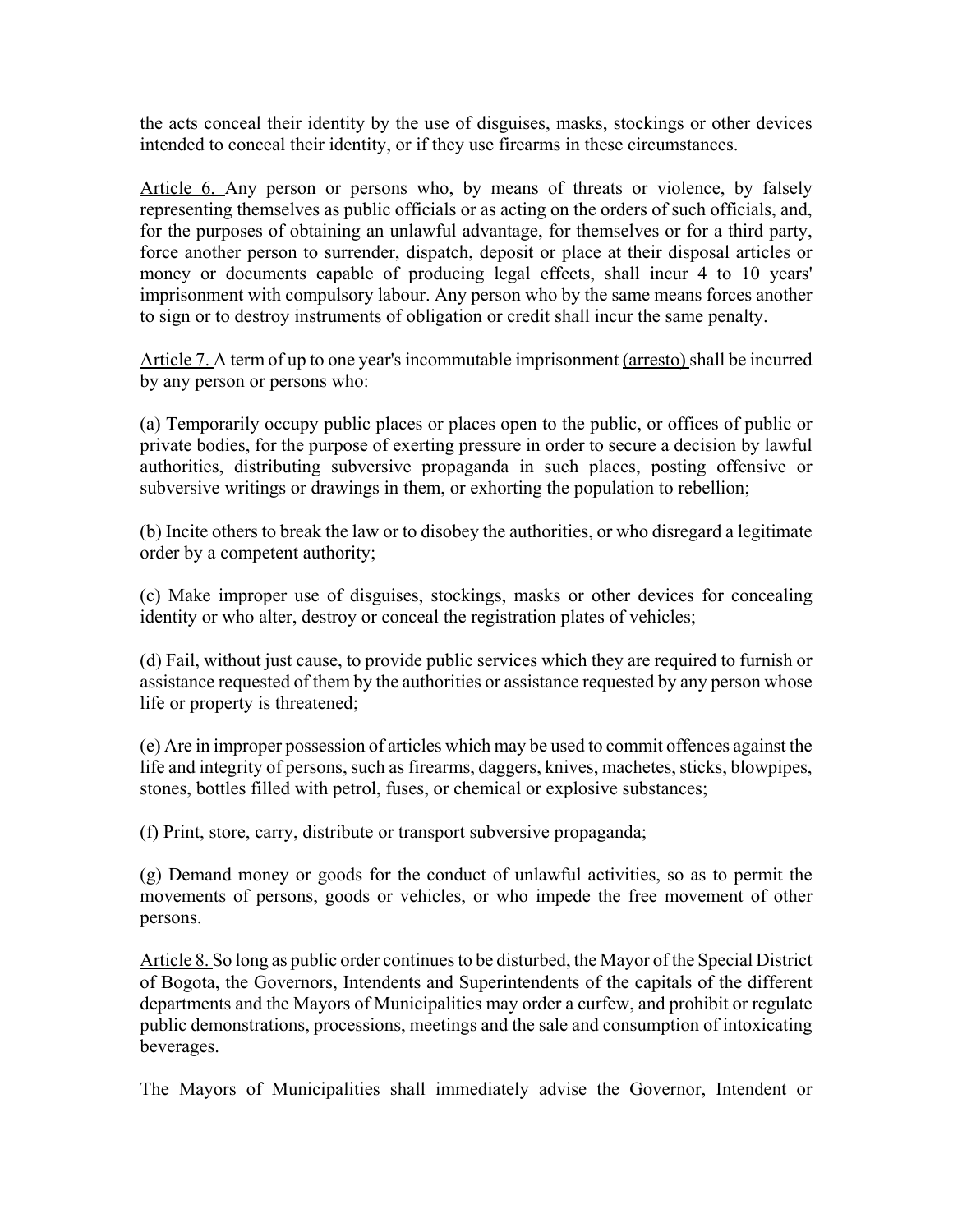the acts conceal their identity by the use of disguises, masks, stockings or other devices intended to conceal their identity, or if they use firearms in these circumstances.

Article 6. Any person or persons who, by means of threats or violence, by falsely representing themselves as public officials or as acting on the orders of such officials, and, for the purposes of obtaining an unlawful advantage, for themselves or for a third party, force another person to surrender, dispatch, deposit or place at their disposal articles or money or documents capable of producing legal effects, shall incur 4 to 10 years' imprisonment with compulsory labour. Any person who by the same means forces another to sign or to destroy instruments of obligation or credit shall incur the same penalty.

Article 7. A term of up to one year's incommutable imprisonment (arresto) shall be incurred by any person or persons who:

(a) Temporarily occupy public places or places open to the public, or offices of public or private bodies, for the purpose of exerting pressure in order to secure a decision by lawful authorities, distributing subversive propaganda in such places, posting offensive or subversive writings or drawings in them, or exhorting the population to rebellion;

(b) Incite others to break the law or to disobey the authorities, or who disregard a legitimate order by a competent authority;

(c) Make improper use of disguises, stockings, masks or other devices for concealing identity or who alter, destroy or conceal the registration plates of vehicles;

(d) Fail, without just cause, to provide public services which they are required to furnish or assistance requested of them by the authorities or assistance requested by any person whose life or property is threatened;

(e) Are in improper possession of articles which may be used to commit offences against the life and integrity of persons, such as firearms, daggers, knives, machetes, sticks, blowpipes, stones, bottles filled with petrol, fuses, or chemical or explosive substances;

(f) Print, store, carry, distribute or transport subversive propaganda;

(g) Demand money or goods for the conduct of unlawful activities, so as to permit the movements of persons, goods or vehicles, or who impede the free movement of other persons.

Article 8. So long as public order continues to be disturbed, the Mayor of the Special District of Bogota, the Governors, Intendents and Superintendents of the capitals of the different departments and the Mayors of Municipalities may order a curfew, and prohibit or regulate public demonstrations, processions, meetings and the sale and consumption of intoxicating beverages.

The Mayors of Municipalities shall immediately advise the Governor, Intendent or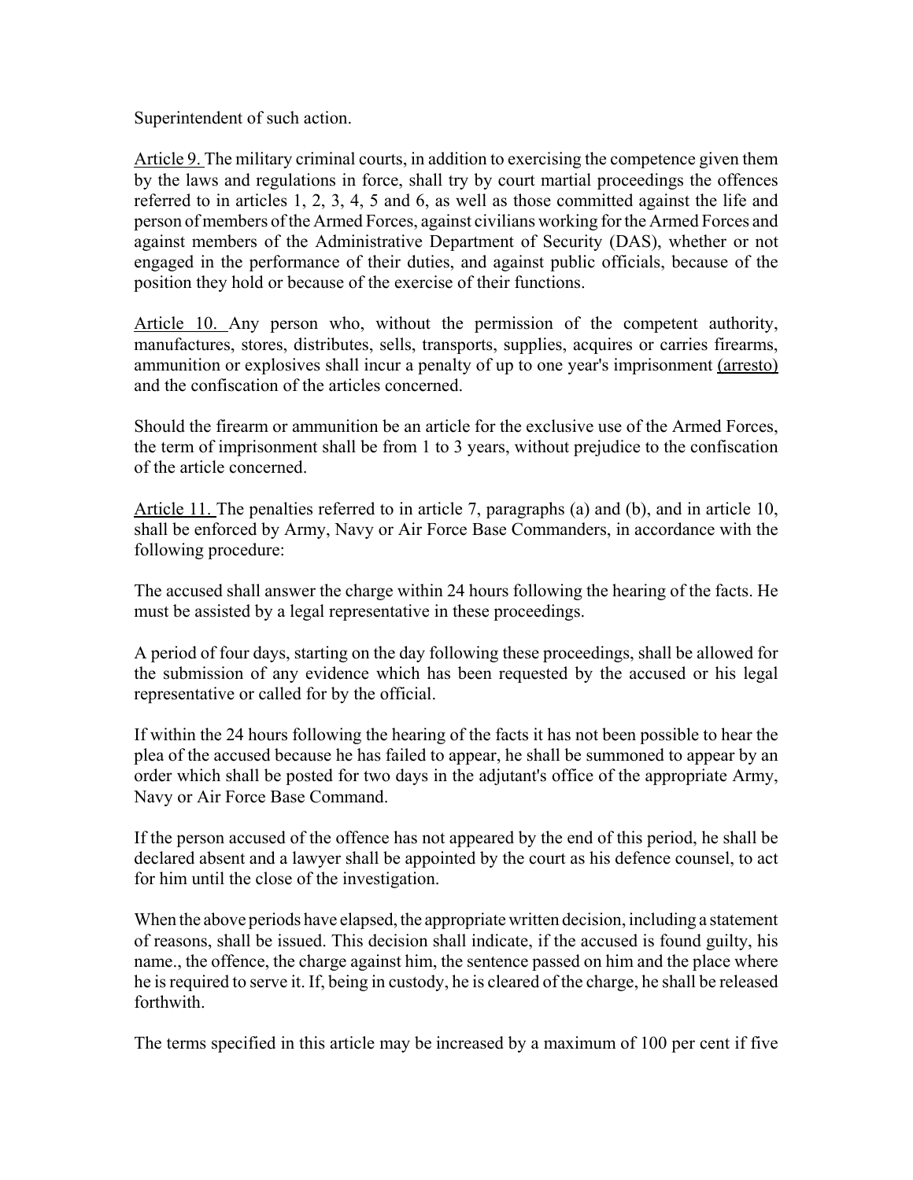Superintendent of such action.

Article 9. The military criminal courts, in addition to exercising the competence given them by the laws and regulations in force, shall try by court martial proceedings the offences referred to in articles 1, 2, 3, 4, 5 and 6, as well as those committed against the life and person of members of the Armed Forces, against civilians working for the Armed Forces and against members of the Administrative Department of Security (DAS), whether or not engaged in the performance of their duties, and against public officials, because of the position they hold or because of the exercise of their functions.

Article 10. Any person who, without the permission of the competent authority, manufactures, stores, distributes, sells, transports, supplies, acquires or carries firearms, ammunition or explosives shall incur a penalty of up to one year's imprisonment (arresto) and the confiscation of the articles concerned.

Should the firearm or ammunition be an article for the exclusive use of the Armed Forces, the term of imprisonment shall be from 1 to 3 years, without prejudice to the confiscation of the article concerned.

Article 11. The penalties referred to in article 7, paragraphs (a) and (b), and in article 10, shall be enforced by Army, Navy or Air Force Base Commanders, in accordance with the following procedure:

The accused shall answer the charge within 24 hours following the hearing of the facts. He must be assisted by a legal representative in these proceedings.

A period of four days, starting on the day following these proceedings, shall be allowed for the submission of any evidence which has been requested by the accused or his legal representative or called for by the official.

If within the 24 hours following the hearing of the facts it has not been possible to hear the plea of the accused because he has failed to appear, he shall be summoned to appear by an order which shall be posted for two days in the adjutant's office of the appropriate Army, Navy or Air Force Base Command.

If the person accused of the offence has not appeared by the end of this period, he shall be declared absent and a lawyer shall be appointed by the court as his defence counsel, to act for him until the close of the investigation.

When the above periods have elapsed, the appropriate written decision, including a statement of reasons, shall be issued. This decision shall indicate, if the accused is found guilty, his name., the offence, the charge against him, the sentence passed on him and the place where he is required to serve it. If, being in custody, he is cleared of the charge, he shall be released forthwith.

The terms specified in this article may be increased by a maximum of 100 per cent if five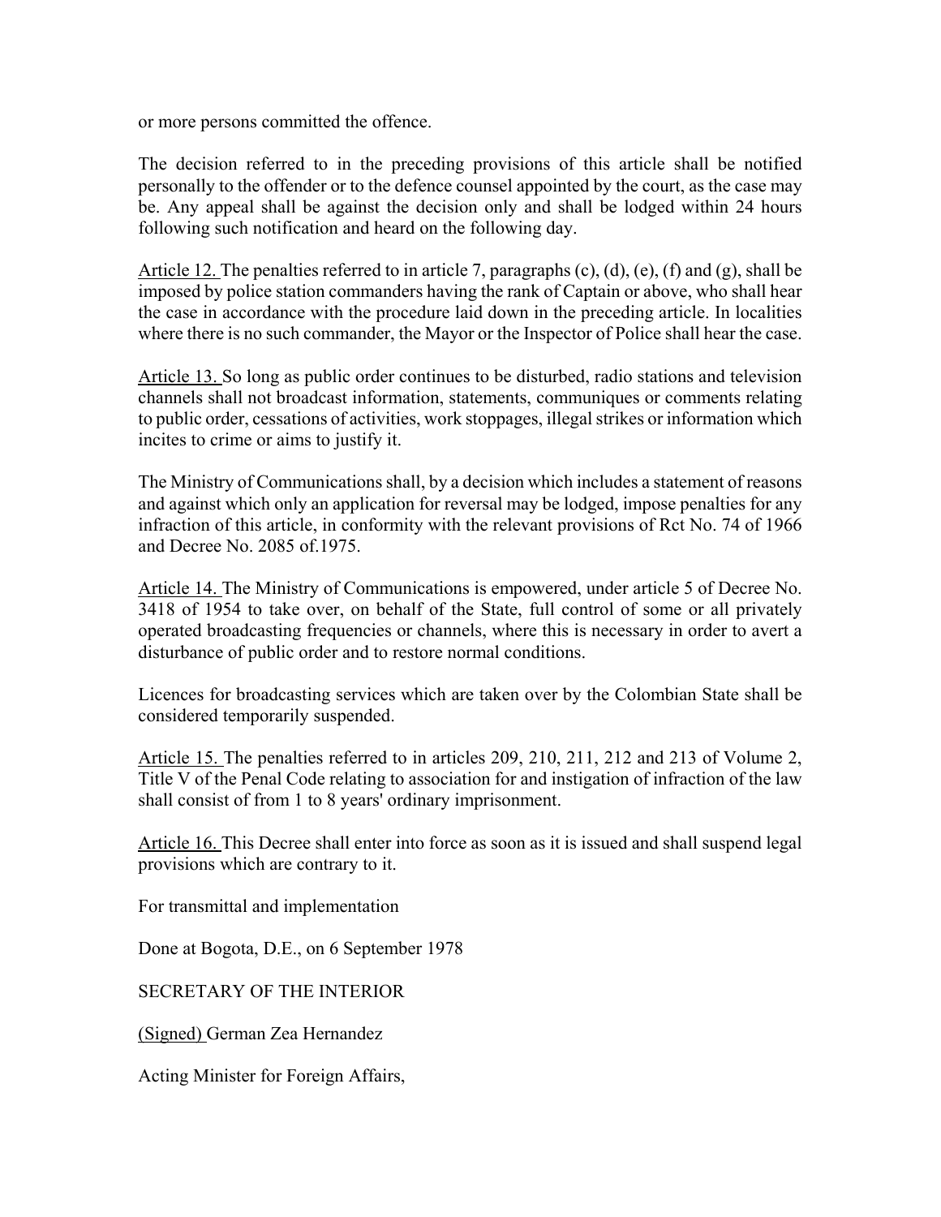or more persons committed the offence.

The decision referred to in the preceding provisions of this article shall be notified personally to the offender or to the defence counsel appointed by the court, as the case may be. Any appeal shall be against the decision only and shall be lodged within 24 hours following such notification and heard on the following day.

Article 12. The penalties referred to in article 7, paragraphs (c), (d), (e), (f) and (g), shall be imposed by police station commanders having the rank of Captain or above, who shall hear the case in accordance with the procedure laid down in the preceding article. In localities where there is no such commander, the Mayor or the Inspector of Police shall hear the case.

Article 13. So long as public order continues to be disturbed, radio stations and television channels shall not broadcast information, statements, communiques or comments relating to public order, cessations of activities, work stoppages, illegal strikes or information which incites to crime or aims to justify it.

The Ministry of Communications shall, by a decision which includes a statement of reasons and against which only an application for reversal may be lodged, impose penalties for any infraction of this article, in conformity with the relevant provisions of Rct No. 74 of 1966 and Decree No. 2085 of.1975.

Article 14. The Ministry of Communications is empowered, under article 5 of Decree No. 3418 of 1954 to take over, on behalf of the State, full control of some or all privately operated broadcasting frequencies or channels, where this is necessary in order to avert a disturbance of public order and to restore normal conditions.

Licences for broadcasting services which are taken over by the Colombian State shall be considered temporarily suspended.

Article 15. The penalties referred to in articles 209, 210, 211, 212 and 213 of Volume 2, Title V of the Penal Code relating to association for and instigation of infraction of the law shall consist of from 1 to 8 years' ordinary imprisonment.

Article 16. This Decree shall enter into force as soon as it is issued and shall suspend legal provisions which are contrary to it.

For transmittal and implementation

Done at Bogota, D.E., on 6 September 1978

SECRETARY OF THE INTERIOR

(Signed) German Zea Hernandez

Acting Minister for Foreign Affairs,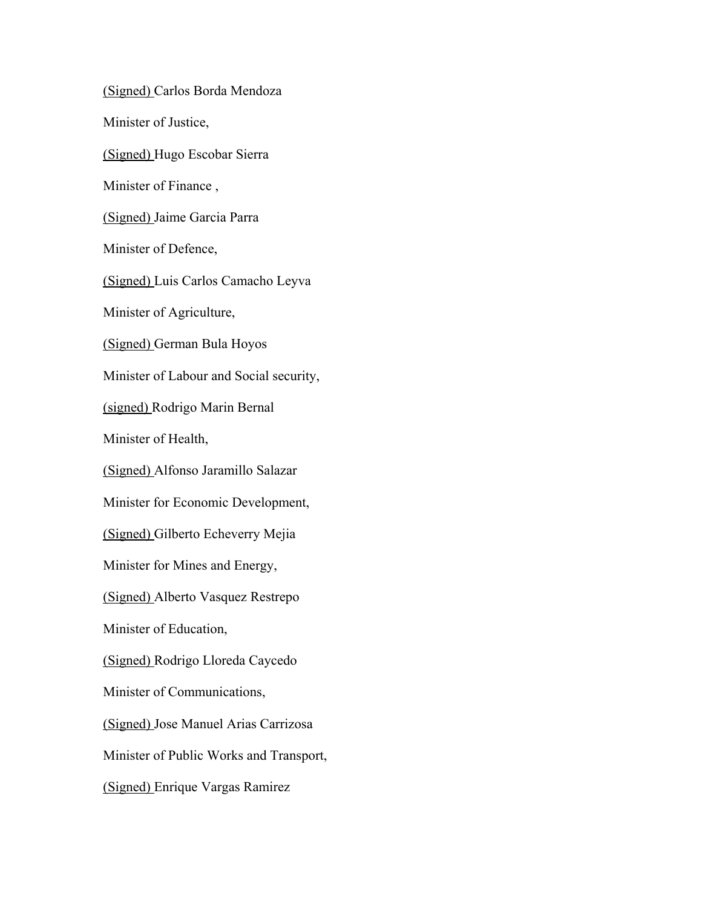(Signed) Carlos Borda Mendoza

Minister of Justice,

(Signed) Hugo Escobar Sierra

Minister of Finance ,

(Signed) Jaime Garcia Parra

Minister of Defence,

(Signed) Luis Carlos Camacho Leyva

Minister of Agriculture,

(Signed) German Bula Hoyos

Minister of Labour and Social security,

(signed) Rodrigo Marin Bernal

Minister of Health,

(Signed) Alfonso Jaramillo Salazar

Minister for Economic Development,

(Signed) Gilberto Echeverry Mejia

Minister for Mines and Energy,

(Signed) Alberto Vasquez Restrepo

Minister of Education,

(Signed) Rodrigo Lloreda Caycedo

Minister of Communications,

(Signed) Jose Manuel Arias Carrizosa

Minister of Public Works and Transport,

(Signed) Enrique Vargas Ramirez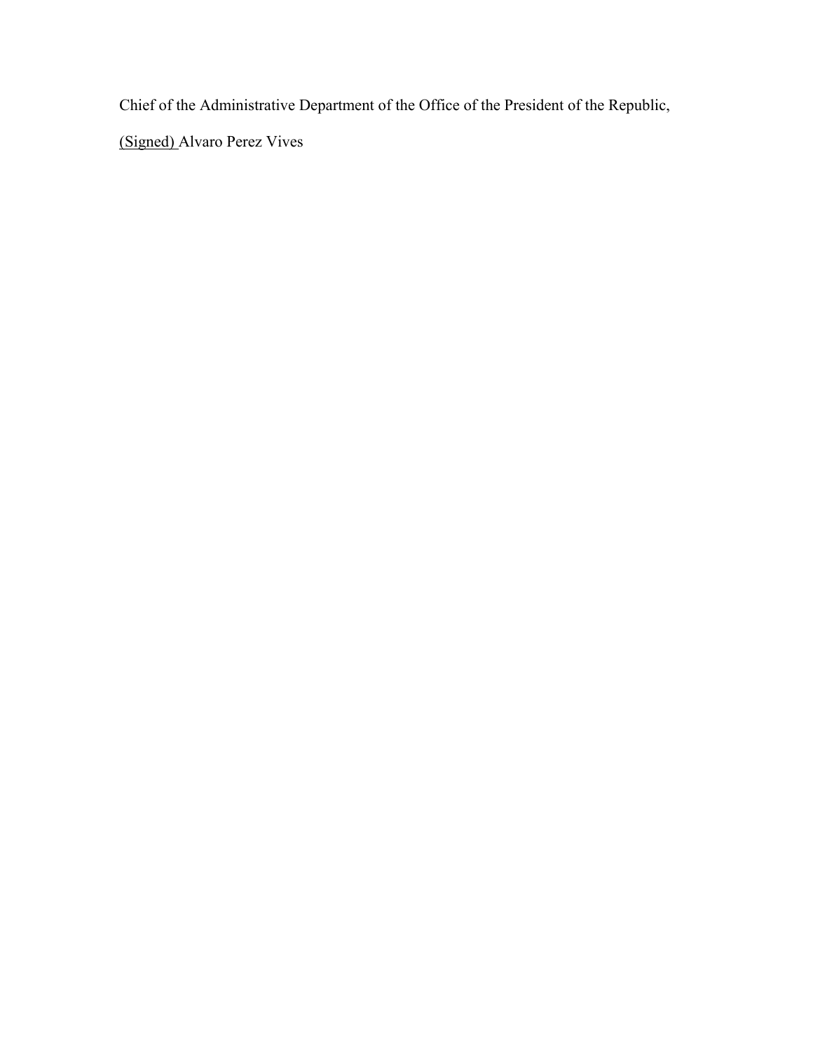Chief of the Administrative Department of the Office of the President of the Republic,

<u>(Signed)</u> Alvaro Perez Vives